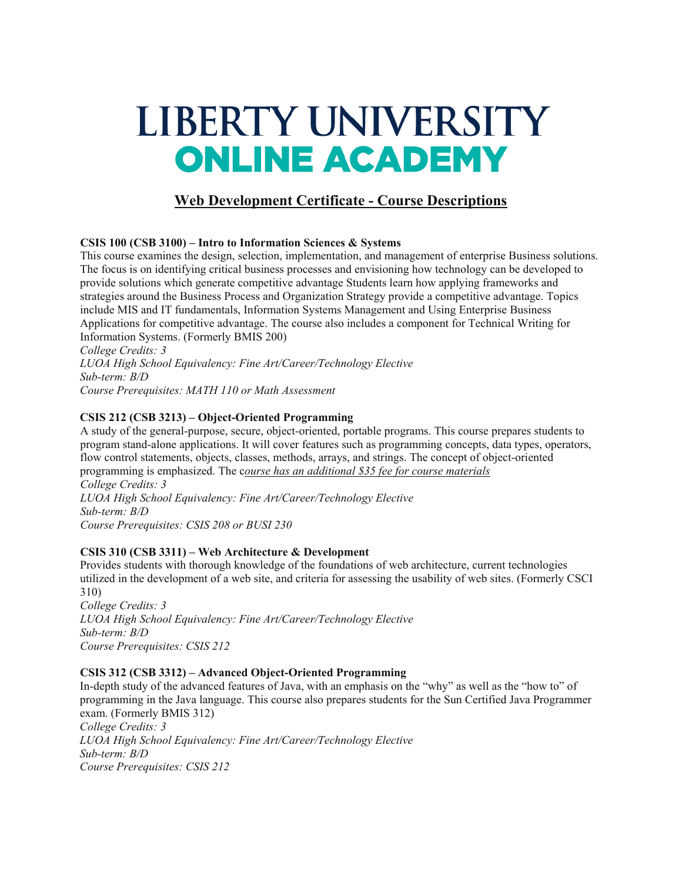# LIBERTY UNIVERSITY ONLINE ACADEMY

## Web Development Certificate - Course Descriptions

**CSIS 100 (CSB 3100) – Intro to Information Sciences & Systems**

This course examines the design, selection, implementation, and management of enterprise Business solutions. The focus is on identifying critical business processes and envisioning how technology can be developed to provide solutions which generate competitive advantage Students learn how applying frameworks and strategies around the Business Process and Organization Strategy provide a competitive advantage. Topics include MIS and IT fundamentals, Information Systems Management and Using Enterprise Business Applications for competitive advantage. The course also includes a component for Technical Writing for Information Systems. (Formerly BMIS 200)

*College Credits: 3*
*LUOA High School Equivalency: Fine Art/Career/Technology Elective*
*Sub-term: B/D*
*Course Prerequisites: MATH 110 or Math Assessment*

**CSIS 212 (CSB 3213) – Object-Oriented Programming**

A study of the general-purpose, secure, object-oriented, portable programs. This course prepares students to program stand-alone applications. It will cover features such as programming concepts, data types, operators, flow control statements, objects, classes, methods, arrays, and strings. The concept of object-oriented programming is emphasized. The c*ourse has an additional $35 fee for course materials*

*College Credits: 3*
*LUOA High School Equivalency: Fine Art/Career/Technology Elective*
*Sub-term: B/D*
*Course Prerequisites: CSIS 208 or BUSI 230*

**CSIS 310 (CSB 3311) – Web Architecture & Development**

Provides students with thorough knowledge of the foundations of web architecture, current technologies utilized in the development of a web site, and criteria for assessing the usability of web sites. (Formerly CSCI 310)

*College Credits: 3*
*LUOA High School Equivalency: Fine Art/Career/Technology Elective*
*Sub-term: B/D*
*Course Prerequisites: CSIS 212*

**CSIS 312 (CSB 3312) – Advanced Object-Oriented Programming**

In-depth study of the advanced features of Java, with an emphasis on the "why" as well as the "how to" of programming in the Java language. This course also prepares students for the Sun Certified Java Programmer exam. (Formerly BMIS 312)

*College Credits: 3*
*LUOA High School Equivalency: Fine Art/Career/Technology Elective*
*Sub-term: B/D*
*Course Prerequisites: CSIS 212*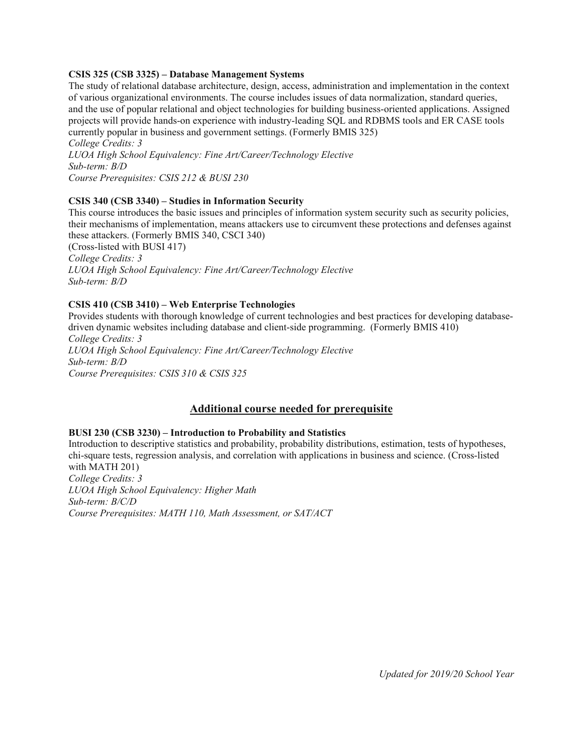**CSIS 325 (CSB 3325) – Database Management Systems**

The study of relational database architecture, design, access, administration and implementation in the context of various organizational environments. The course includes issues of data normalization, standard queries, and the use of popular relational and object technologies for building business-oriented applications. Assigned projects will provide hands-on experience with industry-leading SQL and RDBMS tools and ER CASE tools currently popular in business and government settings. (Formerly BMIS 325)

*College Credits: 3*

*LUOA High School Equivalency: Fine Art/Career/Technology Elective*

*Sub-term: B/D*

*Course Prerequisites: CSIS 212 & BUSI 230*

**CSIS 340 (CSB 3340) – Studies in Information Security**

This course introduces the basic issues and principles of information system security such as security policies, their mechanisms of implementation, means attackers use to circumvent these protections and defenses against these attackers. (Formerly BMIS 340, CSCI 340)

(Cross-listed with BUSI 417)

*College Credits: 3*

*LUOA High School Equivalency: Fine Art/Career/Technology Elective*

*Sub-term: B/D*

**CSIS 410 (CSB 3410) – Web Enterprise Technologies**

Provides students with thorough knowledge of current technologies and best practices for developing database-driven dynamic websites including database and client-side programming. (Formerly BMIS 410)

*College Credits: 3*

*LUOA High School Equivalency: Fine Art/Career/Technology Elective*

*Sub-term: B/D*

*Course Prerequisites: CSIS 310 & CSIS 325*

## Additional course needed for prerequisite

**BUSI 230 (CSB 3230) – Introduction to Probability and Statistics**

Introduction to descriptive statistics and probability, probability distributions, estimation, tests of hypotheses, chi-square tests, regression analysis, and correlation with applications in business and science. (Cross-listed with MATH 201)

*College Credits: 3*

*LUOA High School Equivalency: Higher Math*

*Sub-term: B/C/D*

*Course Prerequisites: MATH 110, Math Assessment, or SAT/ACT*

*Updated for 2019/20 School Year*